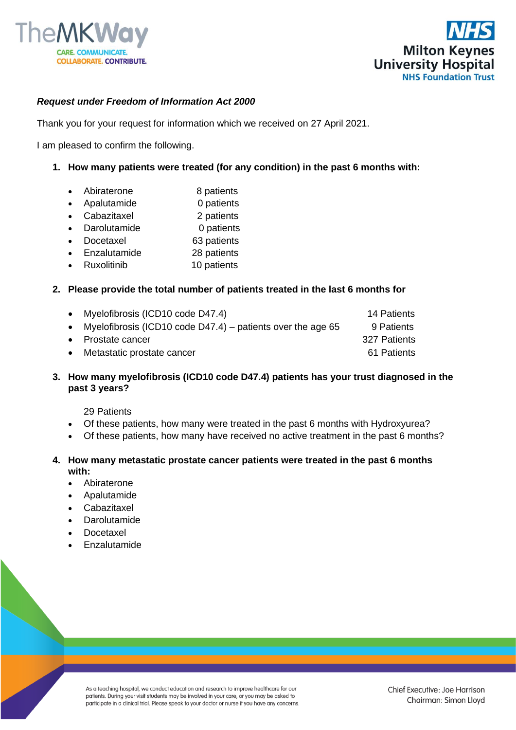***Request under Freedom of Information Act 2000***

Thank you for your request for information which we received on 27 April 2021.

I am pleased to confirm the following.

1. **How many patients were treated (for any condition) in the past 6 months with:**

   - Abiraterone 8 patients
   - Apalutamide 0 patients
   - Cabazitaxel 2 patients
   - Darolutamide 0 patients
   - Docetaxel 63 patients
   - Enzalutamide 28 patients
   - Ruxolitinib 10 patients

2. **Please provide the total number of patients treated in the last 6 months for**

   - Myelofibrosis (ICD10 code D47.4) 14 Patients
   - Myelofibrosis (ICD10 code D47.4) – patients over the age 65 9 Patients
   - Prostate cancer 327 Patients
   - Metastatic prostate cancer 61 Patients

3. **How many myelofibrosis (ICD10 code D47.4) patients has your trust diagnosed in the past 3 years?**

   29 Patients

   - Of these patients, how many were treated in the past 6 months with Hydroxyurea?
   - Of these patients, how many have received no active treatment in the past 6 months?

4. **How many metastatic prostate cancer patients were treated in the past 6 months with:**
   - Abiraterone
   - Apalutamide
   - Cabazitaxel
   - Darolutamide
   - Docetaxel
   - Enzalutamide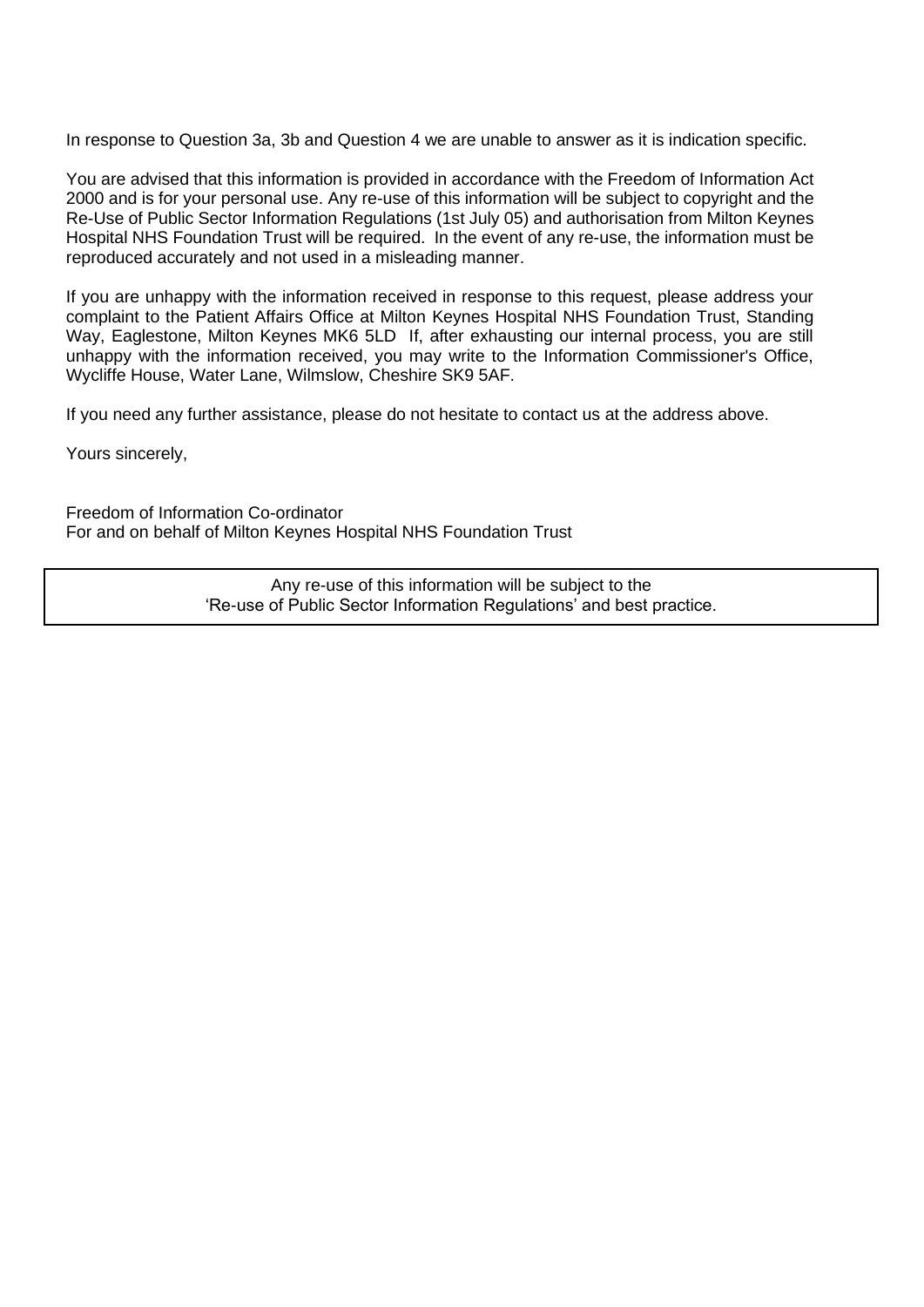In response to Question 3a, 3b and Question 4 we are unable to answer as it is indication specific.

You are advised that this information is provided in accordance with the Freedom of Information Act 2000 and is for your personal use. Any re-use of this information will be subject to copyright and the Re-Use of Public Sector Information Regulations (1st July 05) and authorisation from Milton Keynes Hospital NHS Foundation Trust will be required. In the event of any re-use, the information must be reproduced accurately and not used in a misleading manner.

If you are unhappy with the information received in response to this request, please address your complaint to the Patient Affairs Office at Milton Keynes Hospital NHS Foundation Trust, Standing Way, Eaglestone, Milton Keynes MK6 5LD If, after exhausting our internal process, you are still unhappy with the information received, you may write to the Information Commissioner's Office, Wycliffe House, Water Lane, Wilmslow, Cheshire SK9 5AF.

If you need any further assistance, please do not hesitate to contact us at the address above.

Yours sincerely,

Freedom of Information Co-ordinator
For and on behalf of Milton Keynes Hospital NHS Foundation Trust

| |
|---|
| Any re-use of this information will be subject to the 'Re-use of Public Sector Information Regulations' and best practice. |